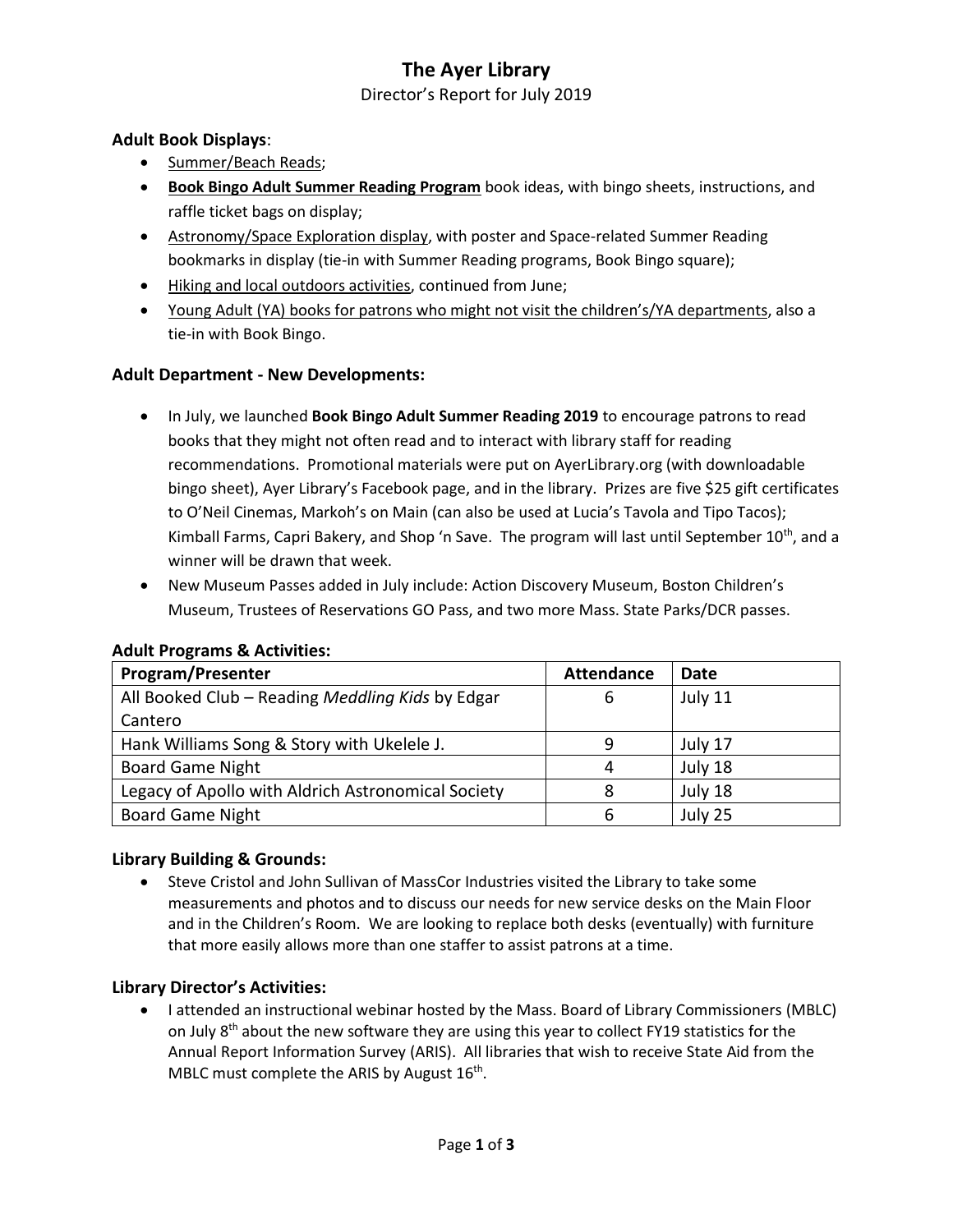# The Ayer Library

Director's Report for July 2019

### Adult Book Displays:

- Summer/Beach Reads;
- **Book Bingo Adult Summer Reading Program** book ideas, with bingo sheets, instructions, and raffle ticket bags on display;
- Astronomy/Space Exploration display, with poster and Space-related Summer Reading bookmarks in display (tie-in with Summer Reading programs, Book Bingo square);
- Hiking and local outdoors activities, continued from June;
- Young Adult (YA) books for patrons who might not visit the children's/YA departments, also a tie-in with Book Bingo.

### Adult Department - New Developments:

- In July, we launched **Book Bingo Adult Summer Reading 2019** to encourage patrons to read books that they might not often read and to interact with library staff for reading recommendations. Promotional materials were put on AyerLibrary.org (with downloadable bingo sheet), Ayer Library's Facebook page, and in the library. Prizes are five $25 gift certificates to O'Neil Cinemas, Markoh's on Main (can also be used at Lucia's Tavola and Tipo Tacos); Kimball Farms, Capri Bakery, and Shop 'n Save. The program will last until September 10th, and a winner will be drawn that week.
- New Museum Passes added in July include: Action Discovery Museum, Boston Children's Museum, Trustees of Reservations GO Pass, and two more Mass. State Parks/DCR passes.

### Adult Programs & Activities:

| Program/Presenter | Attendance | Date |
|---|---|---|
| All Booked Club – Reading *Meddling Kids* by Edgar Cantero | 6 | July 11 |
| Hank Williams Song & Story with Ukelele J. | 9 | July 17 |
| Board Game Night | 4 | July 18 |
| Legacy of Apollo with Aldrich Astronomical Society | 8 | July 18 |
| Board Game Night | 6 | July 25 |

### Library Building & Grounds:

- Steve Cristol and John Sullivan of MassCor Industries visited the Library to take some measurements and photos and to discuss our needs for new service desks on the Main Floor and in the Children's Room. We are looking to replace both desks (eventually) with furniture that more easily allows more than one staffer to assist patrons at a time.

### Library Director's Activities:

- I attended an instructional webinar hosted by the Mass. Board of Library Commissioners (MBLC) on July 8th about the new software they are using this year to collect FY19 statistics for the Annual Report Information Survey (ARIS). All libraries that wish to receive State Aid from the MBLC must complete the ARIS by August 16th.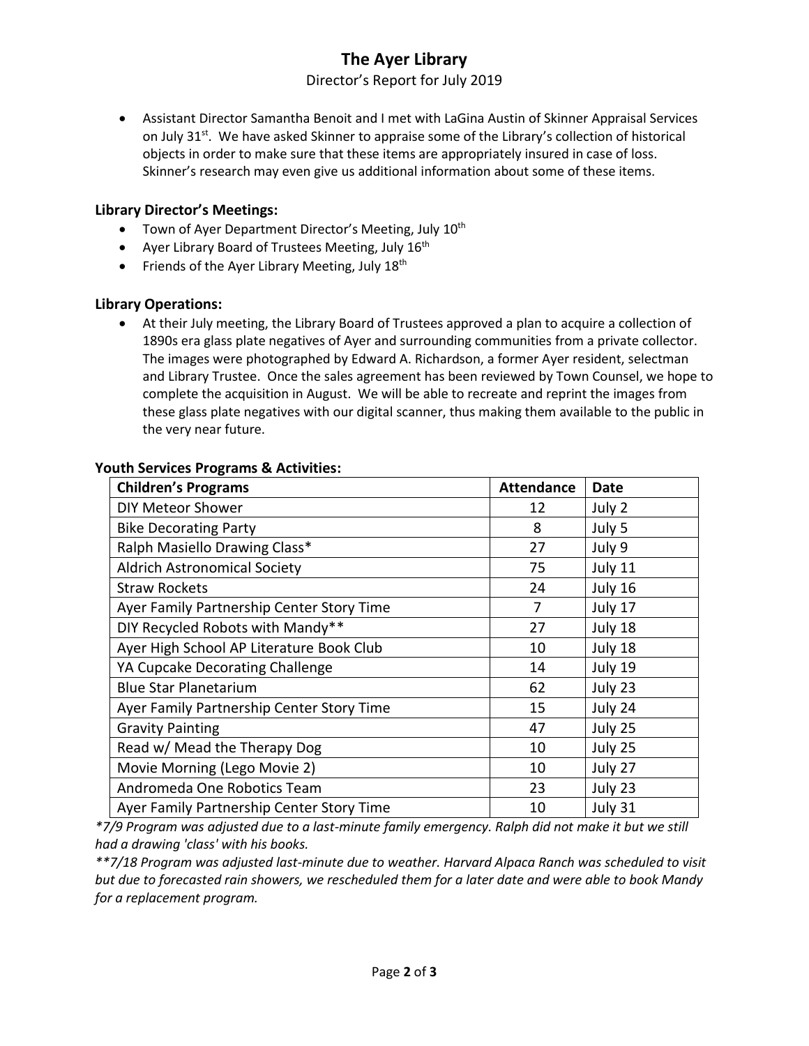# The Ayer Library

Director's Report for July 2019

- Assistant Director Samantha Benoit and I met with LaGina Austin of Skinner Appraisal Services on July 31st. We have asked Skinner to appraise some of the Library's collection of historical objects in order to make sure that these items are appropriately insured in case of loss. Skinner's research may even give us additional information about some of these items.

### Library Director's Meetings:

- Town of Ayer Department Director's Meeting, July 10th
- Ayer Library Board of Trustees Meeting, July 16th
- Friends of the Ayer Library Meeting, July 18th

### Library Operations:

- At their July meeting, the Library Board of Trustees approved a plan to acquire a collection of 1890s era glass plate negatives of Ayer and surrounding communities from a private collector. The images were photographed by Edward A. Richardson, a former Ayer resident, selectman and Library Trustee. Once the sales agreement has been reviewed by Town Counsel, we hope to complete the acquisition in August. We will be able to recreate and reprint the images from these glass plate negatives with our digital scanner, thus making them available to the public in the very near future.

### Youth Services Programs & Activities:

| Children's Programs | Attendance | Date |
|---|---|---|
| DIY Meteor Shower | 12 | July 2 |
| Bike Decorating Party | 8 | July 5 |
| Ralph Masiello Drawing Class* | 27 | July 9 |
| Aldrich Astronomical Society | 75 | July 11 |
| Straw Rockets | 24 | July 16 |
| Ayer Family Partnership Center Story Time | 7 | July 17 |
| DIY Recycled Robots with Mandy** | 27 | July 18 |
| Ayer High School AP Literature Book Club | 10 | July 18 |
| YA Cupcake Decorating Challenge | 14 | July 19 |
| Blue Star Planetarium | 62 | July 23 |
| Ayer Family Partnership Center Story Time | 15 | July 24 |
| Gravity Painting | 47 | July 25 |
| Read w/ Mead the Therapy Dog | 10 | July 25 |
| Movie Morning (Lego Movie 2) | 10 | July 27 |
| Andromeda One Robotics Team | 23 | July 23 |
| Ayer Family Partnership Center Story Time | 10 | July 31 |

*\*7/9 Program was adjusted due to a last-minute family emergency. Ralph did not make it but we still had a drawing 'class' with his books.*

*\*\*7/18 Program was adjusted last-minute due to weather. Harvard Alpaca Ranch was scheduled to visit but due to forecasted rain showers, we rescheduled them for a later date and were able to book Mandy for a replacement program.*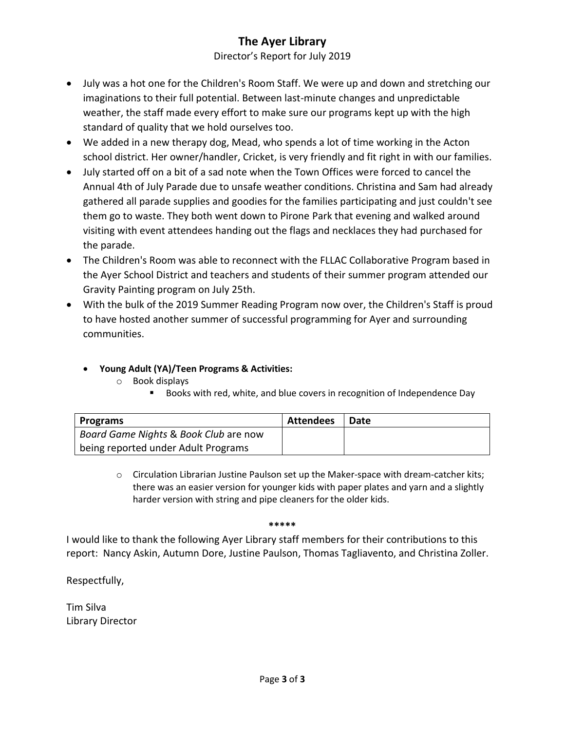# The Ayer Library

Director's Report for July 2019

- July was a hot one for the Children's Room Staff. We were up and down and stretching our imaginations to their full potential. Between last-minute changes and unpredictable weather, the staff made every effort to make sure our programs kept up with the high standard of quality that we hold ourselves too.
- We added in a new therapy dog, Mead, who spends a lot of time working in the Acton school district. Her owner/handler, Cricket, is very friendly and fit right in with our families.
- July started off on a bit of a sad note when the Town Offices were forced to cancel the Annual 4th of July Parade due to unsafe weather conditions. Christina and Sam had already gathered all parade supplies and goodies for the families participating and just couldn't see them go to waste. They both went down to Pirone Park that evening and walked around visiting with event attendees handing out the flags and necklaces they had purchased for the parade.
- The Children's Room was able to reconnect with the FLLAC Collaborative Program based in the Ayer School District and teachers and students of their summer program attended our Gravity Painting program on July 25th.
- With the bulk of the 2019 Summer Reading Program now over, the Children's Staff is proud to have hosted another summer of successful programming for Ayer and surrounding communities.

  - **Young Adult (YA)/Teen Programs & Activities:**
    - Book displays
      - Books with red, white, and blue covers in recognition of Independence Day

| Programs | Attendees | Date |
|---|---|---|
| *Board Game Nights* & *Book Club* are now being reported under Adult Programs | | |

    - Circulation Librarian Justine Paulson set up the Maker-space with dream-catcher kits; there was an easier version for younger kids with paper plates and yarn and a slightly harder version with string and pipe cleaners for the older kids.

*****

I would like to thank the following Ayer Library staff members for their contributions to this report: Nancy Askin, Autumn Dore, Justine Paulson, Thomas Tagliavento, and Christina Zoller.

Respectfully,

Tim Silva
Library Director